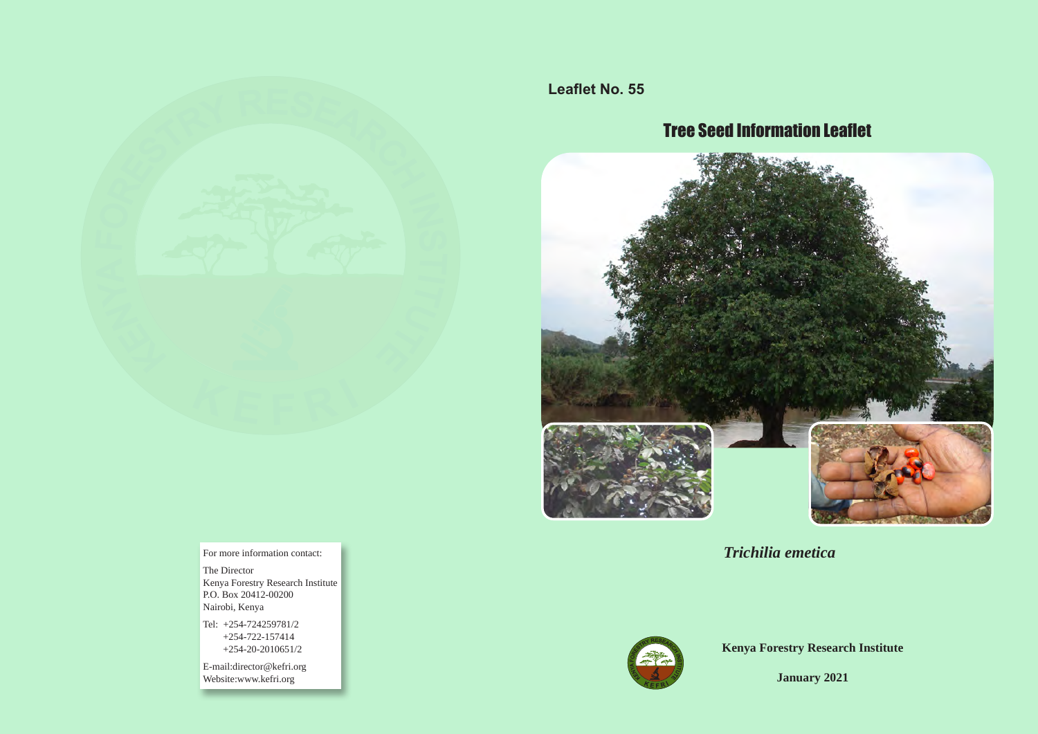For more information contact:

The Director
Kenya Forestry Research Institute
P.O. Box 20412-00200
Nairobi, Kenya

Tel: +254-724259781/2
+254-722-157414
+254-20-2010651/2

E-mail:director@kefri.org
Website:www.kefri.org

**Leaflet No. 55**

# Tree Seed Information Leaflet

## *Trichilia emetica*

**Kenya Forestry Research Institute**

**January 2021**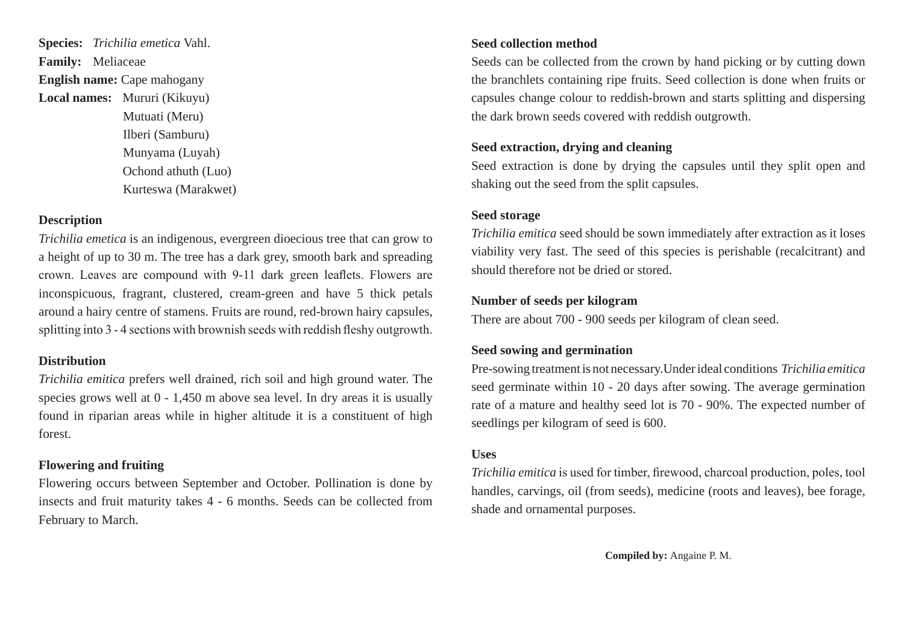**Species:** *Trichilia emetica* Vahl.
**Family:** Meliaceae
**English name:** Cape mahogany
**Local names:** Mururi (Kikuyu)
Mutuati (Meru)
Ilberi (Samburu)
Munyama (Luyah)
Ochond athuth (Luo)
Kurteswa (Marakwet)

## Description

*Trichilia emetica* is an indigenous, evergreen dioecious tree that can grow to a height of up to 30 m. The tree has a dark grey, smooth bark and spreading crown. Leaves are compound with 9-11 dark green leaflets. Flowers are inconspicuous, fragrant, clustered, cream-green and have 5 thick petals around a hairy centre of stamens. Fruits are round, red-brown hairy capsules, splitting into 3 - 4 sections with brownish seeds with reddish fleshy outgrowth.

## Distribution

*Trichilia emitica* prefers well drained, rich soil and high ground water. The species grows well at 0 - 1,450 m above sea level. In dry areas it is usually found in riparian areas while in higher altitude it is a constituent of high forest.

## Flowering and fruiting

Flowering occurs between September and October. Pollination is done by insects and fruit maturity takes 4 - 6 months. Seeds can be collected from February to March.

## Seed collection method

Seeds can be collected from the crown by hand picking or by cutting down the branchlets containing ripe fruits. Seed collection is done when fruits or capsules change colour to reddish-brown and starts splitting and dispersing the dark brown seeds covered with reddish outgrowth.

## Seed extraction, drying and cleaning

Seed extraction is done by drying the capsules until they split open and shaking out the seed from the split capsules.

## Seed storage

*Trichilia emitica* seed should be sown immediately after extraction as it loses viability very fast. The seed of this species is perishable (recalcitrant) and should therefore not be dried or stored.

## Number of seeds per kilogram

There are about 700 - 900 seeds per kilogram of clean seed.

## Seed sowing and germination

Pre-sowing treatment is not necessary.Under ideal conditions *Trichilia emitica* seed germinate within 10 - 20 days after sowing. The average germination rate of a mature and healthy seed lot is 70 - 90%. The expected number of seedlings per kilogram of seed is 600.

## Uses

*Trichilia emitica* is used for timber, firewood, charcoal production, poles, tool handles, carvings, oil (from seeds), medicine (roots and leaves), bee forage, shade and ornamental purposes.

**Compiled by:** Angaine P. M.